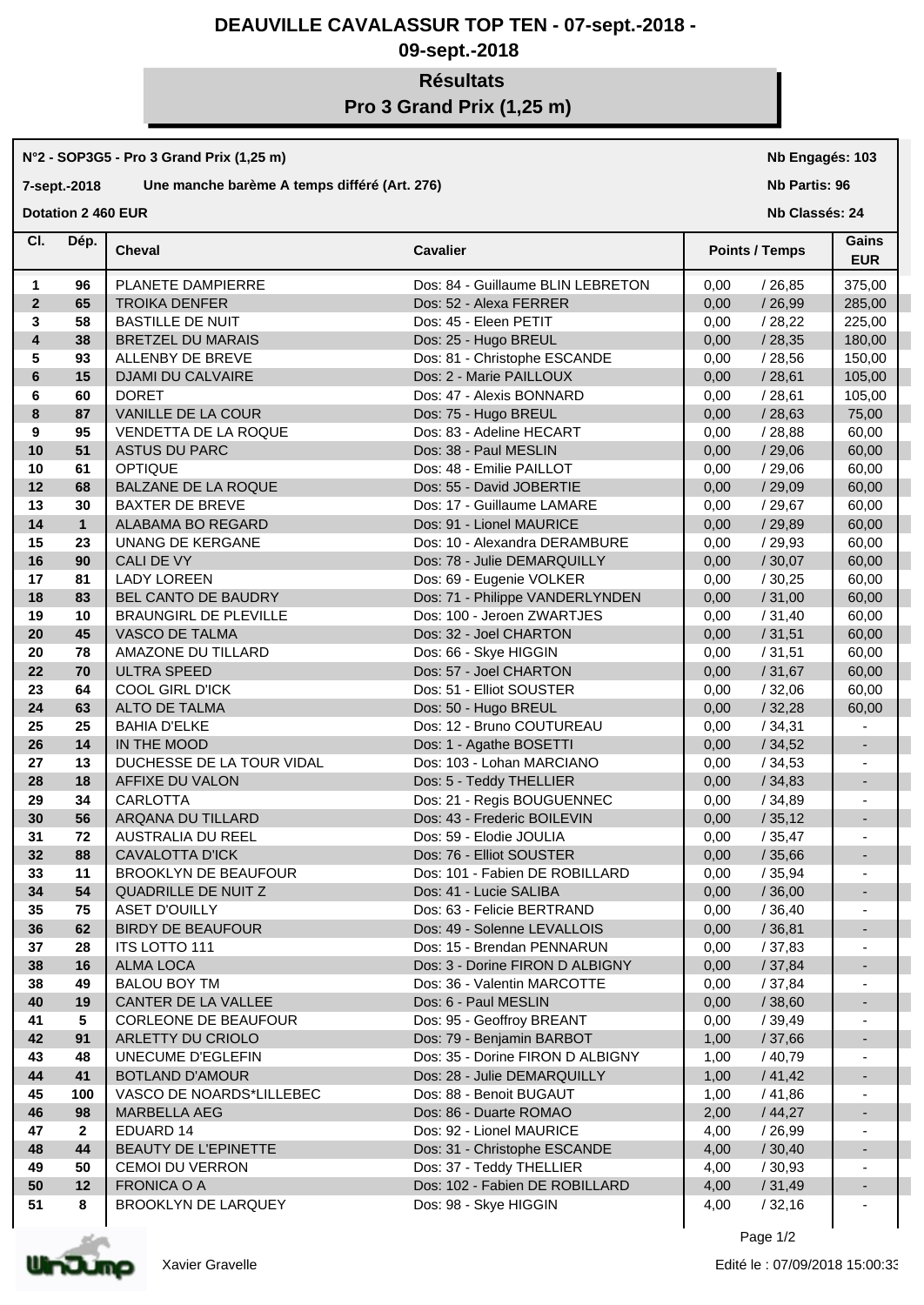# DEAUVILLE CAVALASSUR TOP TEN - 07-sept.-2018 - 09-sept.-2018

## Résultats

## Pro 3 Grand Prix (1,25 m)

**N°2 - SOP3G5 - Pro 3 Grand Prix (1,25 m)** | **Nb Engagés: 103**

**7-sept.-2018** | **Une manche barème A temps différé (Art. 276)** | **Nb Partis: 96**

**Dotation 2 460 EUR** | **Nb Classés: 24**

| Cl. | Dép. | Cheval | Cavalier | Points / Temps | | Gains EUR |
|---|---|---|---|---|---|---|
| 1 | 96 | PLANETE DAMPIERRE | Dos: 84 - Guillaume BLIN LEBRETON | 0,00 | / 26,85 | 375,00 |
| 2 | 65 | TROIKA DENFER | Dos: 52 - Alexa FERRER | 0,00 | / 26,99 | 285,00 |
| 3 | 58 | BASTILLE DE NUIT | Dos: 45 - Eleen PETIT | 0,00 | / 28,22 | 225,00 |
| 4 | 38 | BRETZEL DU MARAIS | Dos: 25 - Hugo BREUL | 0,00 | / 28,35 | 180,00 |
| 5 | 93 | ALLENBY DE BREVE | Dos: 81 - Christophe ESCANDE | 0,00 | / 28,56 | 150,00 |
| 6 | 15 | DJAMI DU CALVAIRE | Dos: 2 - Marie PAILLOUX | 0,00 | / 28,61 | 105,00 |
| 6 | 60 | DORET | Dos: 47 - Alexis BONNARD | 0,00 | / 28,61 | 105,00 |
| 8 | 87 | VANILLE DE LA COUR | Dos: 75 - Hugo BREUL | 0,00 | / 28,63 | 75,00 |
| 9 | 95 | VENDETTA DE LA ROQUE | Dos: 83 - Adeline HECART | 0,00 | / 28,88 | 60,00 |
| 10 | 51 | ASTUS DU PARC | Dos: 38 - Paul MESLIN | 0,00 | / 29,06 | 60,00 |
| 10 | 61 | OPTIQUE | Dos: 48 - Emilie PAILLOT | 0,00 | / 29,06 | 60,00 |
| 12 | 68 | BALZANE DE LA ROQUE | Dos: 55 - David JOBERTIE | 0,00 | / 29,09 | 60,00 |
| 13 | 30 | BAXTER DE BREVE | Dos: 17 - Guillaume LAMARE | 0,00 | / 29,67 | 60,00 |
| 14 | 1 | ALABAMA BO REGARD | Dos: 91 - Lionel MAURICE | 0,00 | / 29,89 | 60,00 |
| 15 | 23 | UNANG DE KERGANE | Dos: 10 - Alexandra DERAMBURE | 0,00 | / 29,93 | 60,00 |
| 16 | 90 | CALI DE VY | Dos: 78 - Julie DEMARQUILLY | 0,00 | / 30,07 | 60,00 |
| 17 | 81 | LADY LOREEN | Dos: 69 - Eugenie VOLKER | 0,00 | / 30,25 | 60,00 |
| 18 | 83 | BEL CANTO DE BAUDRY | Dos: 71 - Philippe VANDERLYNDEN | 0,00 | / 31,00 | 60,00 |
| 19 | 10 | BRAUNGIRL DE PLEVILLE | Dos: 100 - Jeroen ZWARTJES | 0,00 | / 31,40 | 60,00 |
| 20 | 45 | VASCO DE TALMA | Dos: 32 - Joel CHARTON | 0,00 | / 31,51 | 60,00 |
| 20 | 78 | AMAZONE DU TILLARD | Dos: 66 - Skye HIGGIN | 0,00 | / 31,51 | 60,00 |
| 22 | 70 | ULTRA SPEED | Dos: 57 - Joel CHARTON | 0,00 | / 31,67 | 60,00 |
| 23 | 64 | COOL GIRL D'ICK | Dos: 51 - Elliot SOUSTER | 0,00 | / 32,06 | 60,00 |
| 24 | 63 | ALTO DE TALMA | Dos: 50 - Hugo BREUL | 0,00 | / 32,28 | 60,00 |
| 25 | 25 | BAHIA D'ELKE | Dos: 12 - Bruno COUTUREAU | 0,00 | / 34,31 | - |
| 26 | 14 | IN THE MOOD | Dos: 1 - Agathe BOSETTI | 0,00 | / 34,52 | - |
| 27 | 13 | DUCHESSE DE LA TOUR VIDAL | Dos: 103 - Lohan MARCIANO | 0,00 | / 34,53 | - |
| 28 | 18 | AFFIXE DU VALON | Dos: 5 - Teddy THELLIER | 0,00 | / 34,83 | - |
| 29 | 34 | CARLOTTA | Dos: 21 - Regis BOUGUENNEC | 0,00 | / 34,89 | - |
| 30 | 56 | ARQANA DU TILLARD | Dos: 43 - Frederic BOILEVIN | 0,00 | / 35,12 | - |
| 31 | 72 | AUSTRALIA DU REEL | Dos: 59 - Elodie JOULIA | 0,00 | / 35,47 | - |
| 32 | 88 | CAVALOTTA D'ICK | Dos: 76 - Elliot SOUSTER | 0,00 | / 35,66 | - |
| 33 | 11 | BROOKLYN DE BEAUFOUR | Dos: 101 - Fabien DE ROBILLARD | 0,00 | / 35,94 | - |
| 34 | 54 | QUADRILLE DE NUIT Z | Dos: 41 - Lucie SALIBA | 0,00 | / 36,00 | - |
| 35 | 75 | ASET D'OUILLY | Dos: 63 - Felicie BERTRAND | 0,00 | / 36,40 | - |
| 36 | 62 | BIRDY DE BEAUFOUR | Dos: 49 - Solenne LEVALLOIS | 0,00 | / 36,81 | - |
| 37 | 28 | ITS LOTTO 111 | Dos: 15 - Brendan PENNARUN | 0,00 | / 37,83 | - |
| 38 | 16 | ALMA LOCA | Dos: 3 - Dorine FIRON D ALBIGNY | 0,00 | / 37,84 | - |
| 38 | 49 | BALOU BOY TM | Dos: 36 - Valentin MARCOTTE | 0,00 | / 37,84 | - |
| 40 | 19 | CANTER DE LA VALLEE | Dos: 6 - Paul MESLIN | 0,00 | / 38,60 | - |
| 41 | 5 | CORLEONE DE BEAUFOUR | Dos: 95 - Geoffroy BREANT | 0,00 | / 39,49 | - |
| 42 | 91 | ARLETTY DU CRIOLO | Dos: 79 - Benjamin BARBOT | 1,00 | / 37,66 | - |
| 43 | 48 | UNECUME D'EGLEFIN | Dos: 35 - Dorine FIRON D ALBIGNY | 1,00 | / 40,79 | - |
| 44 | 41 | BOTLAND D'AMOUR | Dos: 28 - Julie DEMARQUILLY | 1,00 | / 41,42 | - |
| 45 | 100 | VASCO DE NOARDS*LILLEBEC | Dos: 88 - Benoit BUGAUT | 1,00 | / 41,86 | - |
| 46 | 98 | MARBELLA AEG | Dos: 86 - Duarte ROMAO | 2,00 | / 44,27 | - |
| 47 | 2 | EDUARD 14 | Dos: 92 - Lionel MAURICE | 4,00 | / 26,99 | - |
| 48 | 44 | BEAUTY DE L'EPINETTE | Dos: 31 - Christophe ESCANDE | 4,00 | / 30,40 | - |
| 49 | 50 | CEMOI DU VERRON | Dos: 37 - Teddy THELLIER | 4,00 | / 30,93 | - |
| 50 | 12 | FRONICA O A | Dos: 102 - Fabien DE ROBILLARD | 4,00 | / 31,49 | - |
| 51 | 8 | BROOKLYN DE LARQUEY | Dos: 98 - Skye HIGGIN | 4,00 | / 32,16 | - |

Xavier Gravelle

Edité le : 07/09/2018 15:00:33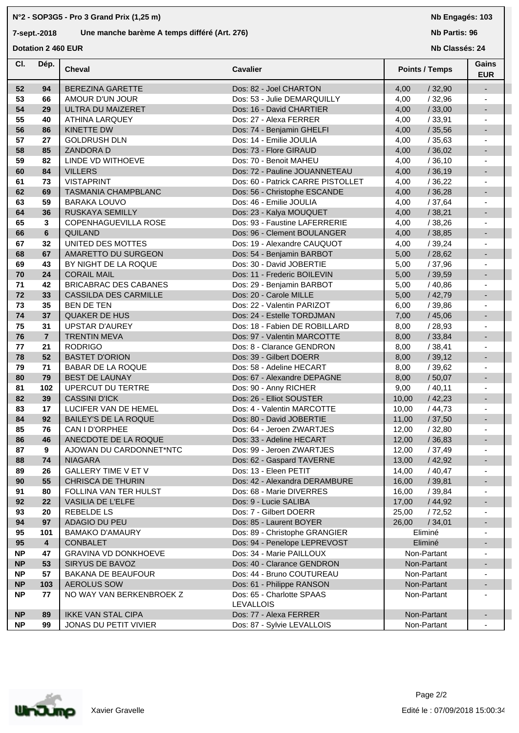**N°2 - SOP3G5 - Pro 3 Grand Prix (1,25 m)**

**Nb Engagés: 103**

**7-sept.-2018** **Une manche barème A temps différé (Art. 276)**

**Nb Partis: 96**

**Dotation 2 460 EUR**

**Nb Classés: 24**

| Cl. | Dép. | Cheval | Cavalier | Points / Temps | | Gains EUR |
|---|---|---|---|---|---|---|
| 52 | 94 | BEREZINA GARETTE | Dos: 82 - Joel CHARTON | 4,00 | / 32,90 | - |
| 53 | 66 | AMOUR D'UN JOUR | Dos: 53 - Julie DEMARQUILLY | 4,00 | / 32,96 | - |
| 54 | 29 | ULTRA DU MAIZERET | Dos: 16 - David CHARTIER | 4,00 | / 33,00 | - |
| 55 | 40 | ATHINA LARQUEY | Dos: 27 - Alexa FERRER | 4,00 | / 33,91 | - |
| 56 | 86 | KINETTE DW | Dos: 74 - Benjamin GHELFI | 4,00 | / 35,56 | - |
| 57 | 27 | GOLDRUSH DLN | Dos: 14 - Emilie JOULIA | 4,00 | / 35,63 | - |
| 58 | 85 | ZANDORA D | Dos: 73 - Flore GIRAUD | 4,00 | / 36,02 | - |
| 59 | 82 | LINDE VD WITHOEVE | Dos: 70 - Benoit MAHEU | 4,00 | / 36,10 | - |
| 60 | 84 | VILLERS | Dos: 72 - Pauline JOUANNETEAU | 4,00 | / 36,19 | - |
| 61 | 73 | VISTAPRINT | Dos: 60 - Patrick CARRE PISTOLLET | 4,00 | / 36,22 | - |
| 62 | 69 | TASMANIA CHAMPBLANC | Dos: 56 - Christophe ESCANDE | 4,00 | / 36,28 | - |
| 63 | 59 | BARAKA LOUVO | Dos: 46 - Emilie JOULIA | 4,00 | / 37,64 | - |
| 64 | 36 | RUSKAYA SEMILLY | Dos: 23 - Kalya MOUQUET | 4,00 | / 38,21 | - |
| 65 | 3 | COPENHAGUEVILLA ROSE | Dos: 93 - Faustine LAFERRERIE | 4,00 | / 38,26 | - |
| 66 | 6 | QUILAND | Dos: 96 - Clement BOULANGER | 4,00 | / 38,85 | - |
| 67 | 32 | UNITED DES MOTTES | Dos: 19 - Alexandre CAUQUOT | 4,00 | / 39,24 | - |
| 68 | 67 | AMARETTO DU SURGEON | Dos: 54 - Benjamin BARBOT | 5,00 | / 28,62 | - |
| 69 | 43 | BY NIGHT DE LA ROQUE | Dos: 30 - David JOBERTIE | 5,00 | / 37,96 | - |
| 70 | 24 | CORAIL MAIL | Dos: 11 - Frederic BOILEVIN | 5,00 | / 39,59 | - |
| 71 | 42 | BRICABRAC DES CABANES | Dos: 29 - Benjamin BARBOT | 5,00 | / 40,86 | - |
| 72 | 33 | CASSILDA DES CARMILLE | Dos: 20 - Carole MILLE | 5,00 | / 42,79 | - |
| 73 | 35 | BEN DE TEN | Dos: 22 - Valentin PARIZOT | 6,00 | / 39,86 | - |
| 74 | 37 | QUAKER DE HUS | Dos: 24 - Estelle TORDJMAN | 7,00 | / 45,06 | - |
| 75 | 31 | UPSTAR D'AUREY | Dos: 18 - Fabien DE ROBILLARD | 8,00 | / 28,93 | - |
| 76 | 7 | TRENTIN MEVA | Dos: 97 - Valentin MARCOTTE | 8,00 | / 33,84 | - |
| 77 | 21 | RODRIGO | Dos: 8 - Clarance GENDRON | 8,00 | / 38,41 | - |
| 78 | 52 | BASTET D'ORION | Dos: 39 - Gilbert DOERR | 8,00 | / 39,12 | - |
| 79 | 71 | BABAR DE LA ROQUE | Dos: 58 - Adeline HECART | 8,00 | / 39,62 | - |
| 80 | 79 | BEST DE LAUNAY | Dos: 67 - Alexandre DEPAGNE | 8,00 | / 50,07 | - |
| 81 | 102 | UPERCUT DU TERTRE | Dos: 90 - Anny RICHER | 9,00 | / 40,11 | - |
| 82 | 39 | CASSINI D'ICK | Dos: 26 - Elliot SOUSTER | 10,00 | / 42,23 | - |
| 83 | 17 | LUCIFER VAN DE HEMEL | Dos: 4 - Valentin MARCOTTE | 10,00 | / 44,73 | - |
| 84 | 92 | BAILEY'S DE LA ROQUE | Dos: 80 - David JOBERTIE | 11,00 | / 37,50 | - |
| 85 | 76 | CAN I D'ORPHEE | Dos: 64 - Jeroen ZWARTJES | 12,00 | / 32,80 | - |
| 86 | 46 | ANECDOTE DE LA ROQUE | Dos: 33 - Adeline HECART | 12,00 | / 36,83 | - |
| 87 | 9 | AJOWAN DU CARDONNET*NTC | Dos: 99 - Jeroen ZWARTJES | 12,00 | / 37,49 | - |
| 88 | 74 | NIAGARA | Dos: 62 - Gaspard TAVERNE | 13,00 | / 42,92 | - |
| 89 | 26 | GALLERY TIME V ET V | Dos: 13 - Eleen PETIT | 14,00 | / 40,47 | - |
| 90 | 55 | CHRISCA DE THURIN | Dos: 42 - Alexandra DERAMBURE | 16,00 | / 39,81 | - |
| 91 | 80 | FOLLINA VAN TER HULST | Dos: 68 - Marie DIVERRES | 16,00 | / 39,84 | - |
| 92 | 22 | VASILIA DE L'ELFE | Dos: 9 - Lucie SALIBA | 17,00 | / 44,92 | - |
| 93 | 20 | REBELDE LS | Dos: 7 - Gilbert DOERR | 25,00 | / 72,52 | - |
| 94 | 97 | ADAGIO DU PEU | Dos: 85 - Laurent BOYER | 26,00 | / 34,01 | - |
| 95 | 101 | BAMAKO D'AMAURY | Dos: 89 - Christophe GRANGIER | Eliminé | | - |
| 95 | 4 | CONBALET | Dos: 94 - Penelope LEPREVOST | Eliminé | | - |
| NP | 47 | GRAVINA VD DONKHOEVE | Dos: 34 - Marie PAILLOUX | Non-Partant | | - |
| NP | 53 | SIRYUS DE BAVOZ | Dos: 40 - Clarance GENDRON | Non-Partant | | - |
| NP | 57 | BAKANA DE BEAUFOUR | Dos: 44 - Bruno COUTUREAU | Non-Partant | | - |
| NP | 103 | AEROLUS SOW | Dos: 61 - Philippe RANSON | Non-Partant | | - |
| NP | 77 | NO WAY VAN BERKENBROEK Z | Dos: 65 - Charlotte SPAAS LEVALLOIS | Non-Partant | | - |
| NP | 89 | IKKE VAN STAL CIPA | Dos: 77 - Alexa FERRER | Non-Partant | | - |
| NP | 99 | JONAS DU PETIT VIVIER | Dos: 87 - Sylvie LEVALLOIS | Non-Partant | | - |

Xavier Gravelle

Edité le : 07/09/2018 15:00:34